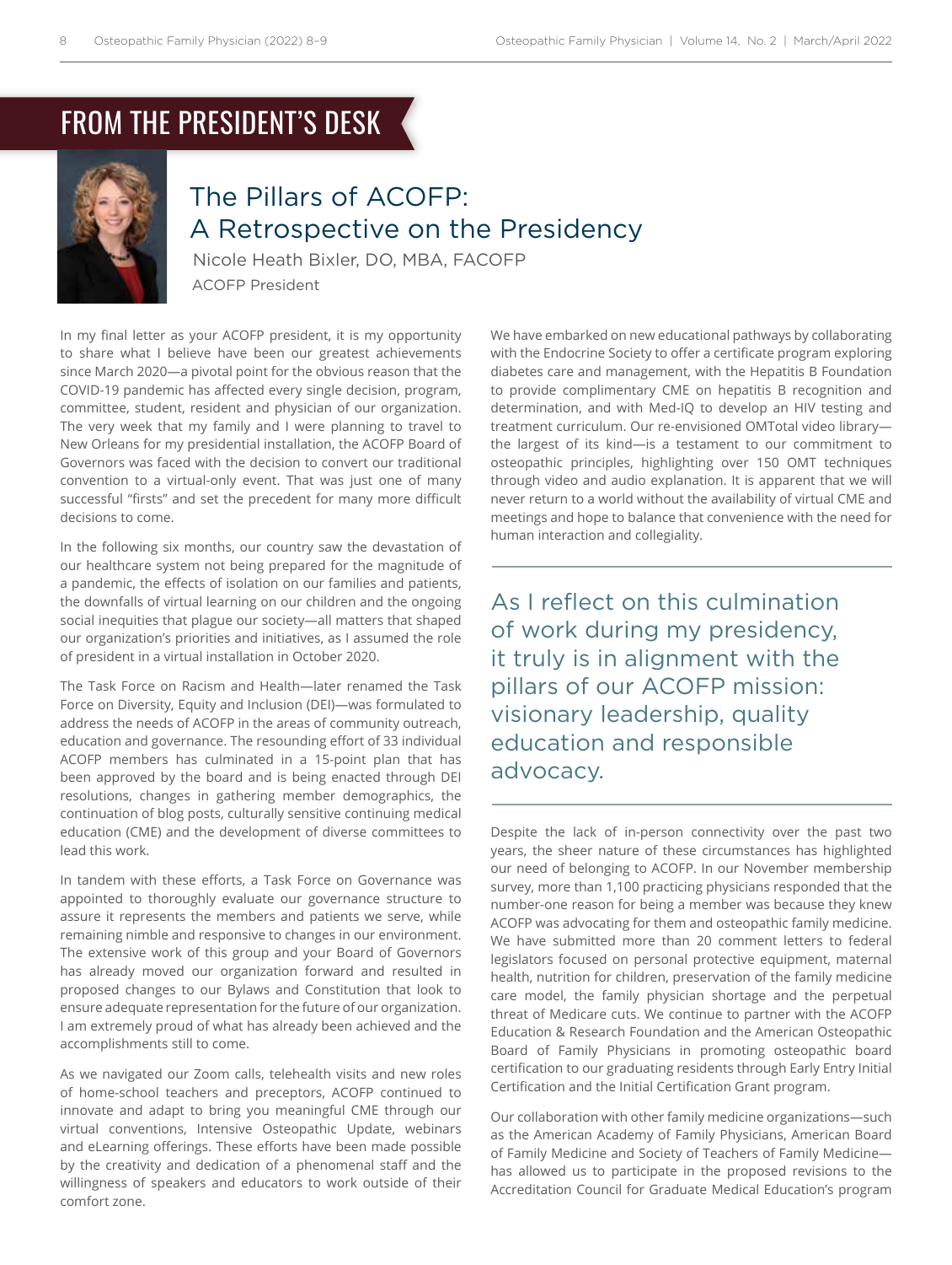## FROM THE PRESIDENT'S DESK

# The Pillars of ACOFP: A Retrospective on the Presidency

Nicole Heath Bixler, DO, MBA, FACOFP
ACOFP President

In my final letter as your ACOFP president, it is my opportunity to share what I believe have been our greatest achievements since March 2020—a pivotal point for the obvious reason that the COVID-19 pandemic has affected every single decision, program, committee, student, resident and physician of our organization. The very week that my family and I were planning to travel to New Orleans for my presidential installation, the ACOFP Board of Governors was faced with the decision to convert our traditional convention to a virtual-only event. That was just one of many successful "firsts" and set the precedent for many more difficult decisions to come.

In the following six months, our country saw the devastation of our healthcare system not being prepared for the magnitude of a pandemic, the effects of isolation on our families and patients, the downfalls of virtual learning on our children and the ongoing social inequities that plague our society—all matters that shaped our organization's priorities and initiatives, as I assumed the role of president in a virtual installation in October 2020.

The Task Force on Racism and Health—later renamed the Task Force on Diversity, Equity and Inclusion (DEI)—was formulated to address the needs of ACOFP in the areas of community outreach, education and governance. The resounding effort of 33 individual ACOFP members has culminated in a 15-point plan that has been approved by the board and is being enacted through DEI resolutions, changes in gathering member demographics, the continuation of blog posts, culturally sensitive continuing medical education (CME) and the development of diverse committees to lead this work.

In tandem with these efforts, a Task Force on Governance was appointed to thoroughly evaluate our governance structure to assure it represents the members and patients we serve, while remaining nimble and responsive to changes in our environment. The extensive work of this group and your Board of Governors has already moved our organization forward and resulted in proposed changes to our Bylaws and Constitution that look to ensure adequate representation for the future of our organization. I am extremely proud of what has already been achieved and the accomplishments still to come.

As we navigated our Zoom calls, telehealth visits and new roles of home-school teachers and preceptors, ACOFP continued to innovate and adapt to bring you meaningful CME through our virtual conventions, Intensive Osteopathic Update, webinars and eLearning offerings. These efforts have been made possible by the creativity and dedication of a phenomenal staff and the willingness of speakers and educators to work outside of their comfort zone.

We have embarked on new educational pathways by collaborating with the Endocrine Society to offer a certificate program exploring diabetes care and management, with the Hepatitis B Foundation to provide complimentary CME on hepatitis B recognition and determination, and with Med-IQ to develop an HIV testing and treatment curriculum. Our re-envisioned OMTotal video library—the largest of its kind—is a testament to our commitment to osteopathic principles, highlighting over 150 OMT techniques through video and audio explanation. It is apparent that we will never return to a world without the availability of virtual CME and meetings and hope to balance that convenience with the need for human interaction and collegiality.

> As I reflect on this culmination of work during my presidency, it truly is in alignment with the pillars of our ACOFP mission: visionary leadership, quality education and responsible advocacy.

Despite the lack of in-person connectivity over the past two years, the sheer nature of these circumstances has highlighted our need of belonging to ACOFP. In our November membership survey, more than 1,100 practicing physicians responded that the number-one reason for being a member was because they knew ACOFP was advocating for them and osteopathic family medicine. We have submitted more than 20 comment letters to federal legislators focused on personal protective equipment, maternal health, nutrition for children, preservation of the family medicine care model, the family physician shortage and the perpetual threat of Medicare cuts. We continue to partner with the ACOFP Education & Research Foundation and the American Osteopathic Board of Family Physicians in promoting osteopathic board certification to our graduating residents through Early Entry Initial Certification and the Initial Certification Grant program.

Our collaboration with other family medicine organizations—such as the American Academy of Family Physicians, American Board of Family Medicine and Society of Teachers of Family Medicine—has allowed us to participate in the proposed revisions to the Accreditation Council for Graduate Medical Education's program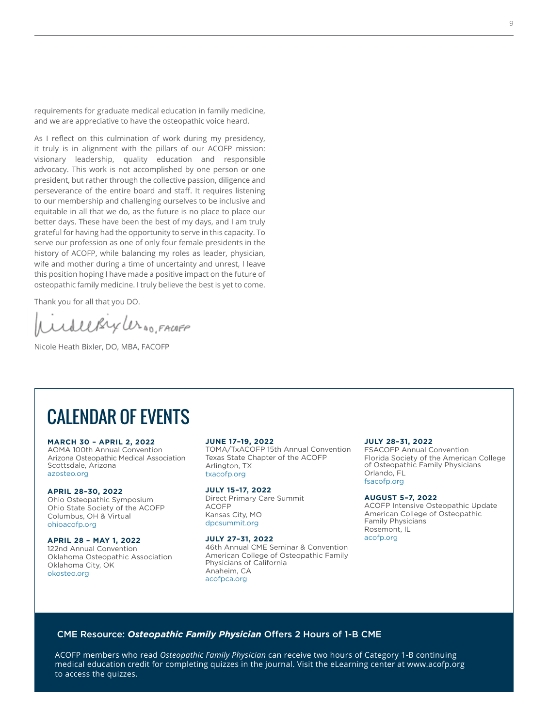requirements for graduate medical education in family medicine, and we are appreciative to have the osteopathic voice heard.

As I reflect on this culmination of work during my presidency, it truly is in alignment with the pillars of our ACOFP mission: visionary leadership, quality education and responsible advocacy. This work is not accomplished by one person or one president, but rather through the collective passion, diligence and perseverance of the entire board and staff. It requires listening to our membership and challenging ourselves to be inclusive and equitable in all that we do, as the future is no place to place our better days. These have been the best of my days, and I am truly grateful for having had the opportunity to serve in this capacity. To serve our profession as one of only four female presidents in the history of ACOFP, while balancing my roles as leader, physician, wife and mother during a time of uncertainty and unrest, I leave this position hoping I have made a positive impact on the future of osteopathic family medicine. I truly believe the best is yet to come.

Thank you for all that you DO.

Nicole Heath Bixler, DO, MBA, FACOFP

# CALENDAR OF EVENTS

**MARCH 30 – APRIL 2, 2022**
AOMA 100th Annual Convention
Arizona Osteopathic Medical Association
Scottsdale, Arizona
azosteo.org

**APRIL 28–30, 2022**
Ohio Osteopathic Symposium
Ohio State Society of the ACOFP
Columbus, OH & Virtual
ohioacofp.org

**APRIL 28 – MAY 1, 2022**
122nd Annual Convention
Oklahoma Osteopathic Association
Oklahoma City, OK
okosteo.org

**JUNE 17–19, 2022**
TOMA/TxACOFP 15th Annual Convention
Texas State Chapter of the ACOFP
Arlington, TX
txacofp.org

**JULY 15–17, 2022**
Direct Primary Care Summit
ACOFP
Kansas City, MO
dpcsummit.org

**JULY 27–31, 2022**
46th Annual CME Seminar & Convention
American College of Osteopathic Family Physicians of California
Anaheim, CA
acofpca.org

**JULY 28–31, 2022**
FSACOFP Annual Convention
Florida Society of the American College of Osteopathic Family Physicians
Orlando, FL
fsacofp.org

**AUGUST 5–7, 2022**
ACOFP Intensive Osteopathic Update
American College of Osteopathic Family Physicians
Rosemont, IL
acofp.org

## CME Resource: *Osteopathic Family Physician* Offers 2 Hours of 1-B CME

ACOFP members who read *Osteopathic Family Physician* can receive two hours of Category 1-B continuing medical education credit for completing quizzes in the journal. Visit the eLearning center at www.acofp.org to access the quizzes.